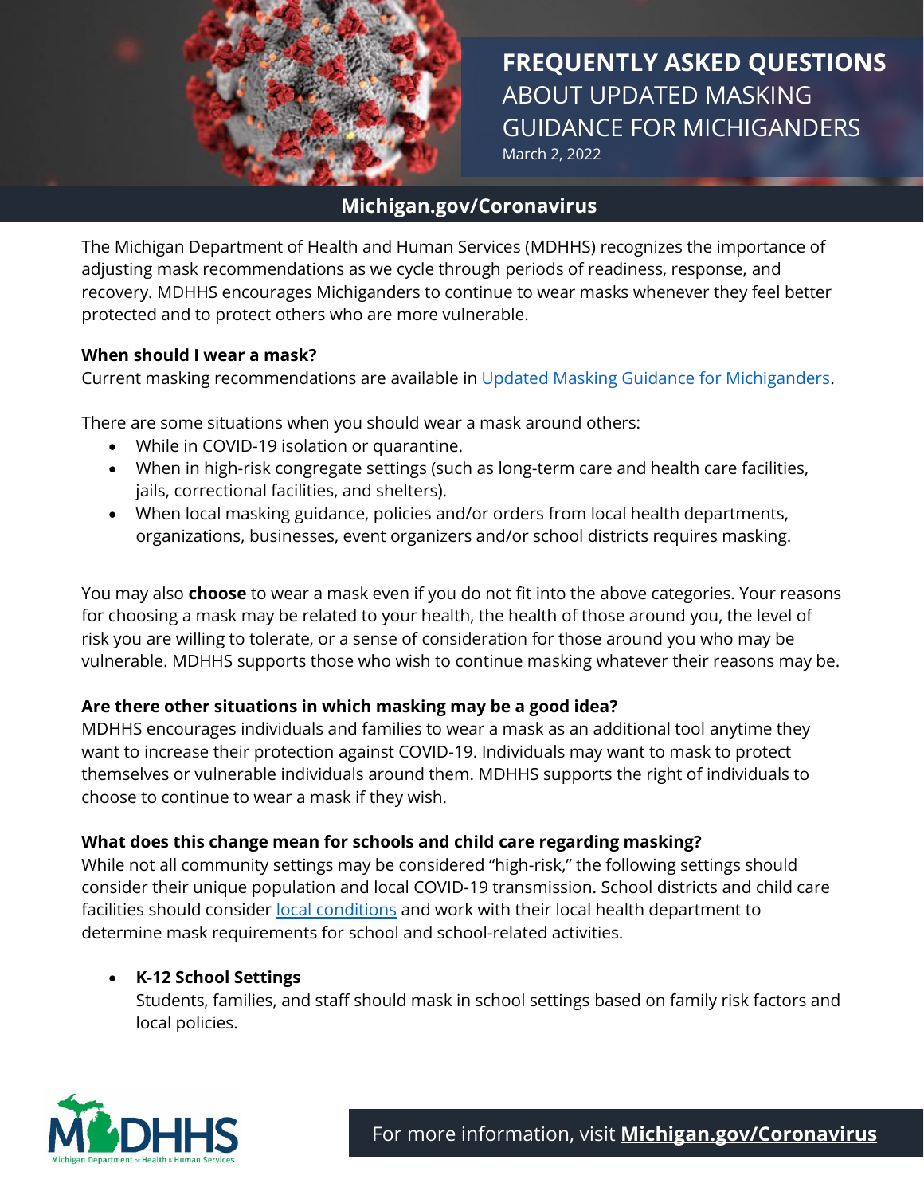# FREQUENTLY ASKED QUESTIONS ABOUT UPDATED MASKING GUIDANCE FOR MICHIGANDERS

March 2, 2022

**Michigan.gov/Coronavirus**

The Michigan Department of Health and Human Services (MDHHS) recognizes the importance of adjusting mask recommendations as we cycle through periods of readiness, response, and recovery. MDHHS encourages Michiganders to continue to wear masks whenever they feel better protected and to protect others who are more vulnerable.

**When should I wear a mask?**

Current masking recommendations are available in Updated Masking Guidance for Michiganders.

There are some situations when you should wear a mask around others:

- While in COVID-19 isolation or quarantine.
- When in high-risk congregate settings (such as long-term care and health care facilities, jails, correctional facilities, and shelters).
- When local masking guidance, policies and/or orders from local health departments, organizations, businesses, event organizers and/or school districts requires masking.

You may also **choose** to wear a mask even if you do not fit into the above categories. Your reasons for choosing a mask may be related to your health, the health of those around you, the level of risk you are willing to tolerate, or a sense of consideration for those around you who may be vulnerable. MDHHS supports those who wish to continue masking whatever their reasons may be.

**Are there other situations in which masking may be a good idea?**

MDHHS encourages individuals and families to wear a mask as an additional tool anytime they want to increase their protection against COVID-19. Individuals may want to mask to protect themselves or vulnerable individuals around them. MDHHS supports the right of individuals to choose to continue to wear a mask if they wish.

**What does this change mean for schools and child care regarding masking?**

While not all community settings may be considered "high-risk," the following settings should consider their unique population and local COVID-19 transmission. School districts and child care facilities should consider local conditions and work with their local health department to determine mask requirements for school and school-related activities.

- **K-12 School Settings**
  Students, families, and staff should mask in school settings based on family risk factors and local policies.

For more information, visit **Michigan.gov/Coronavirus**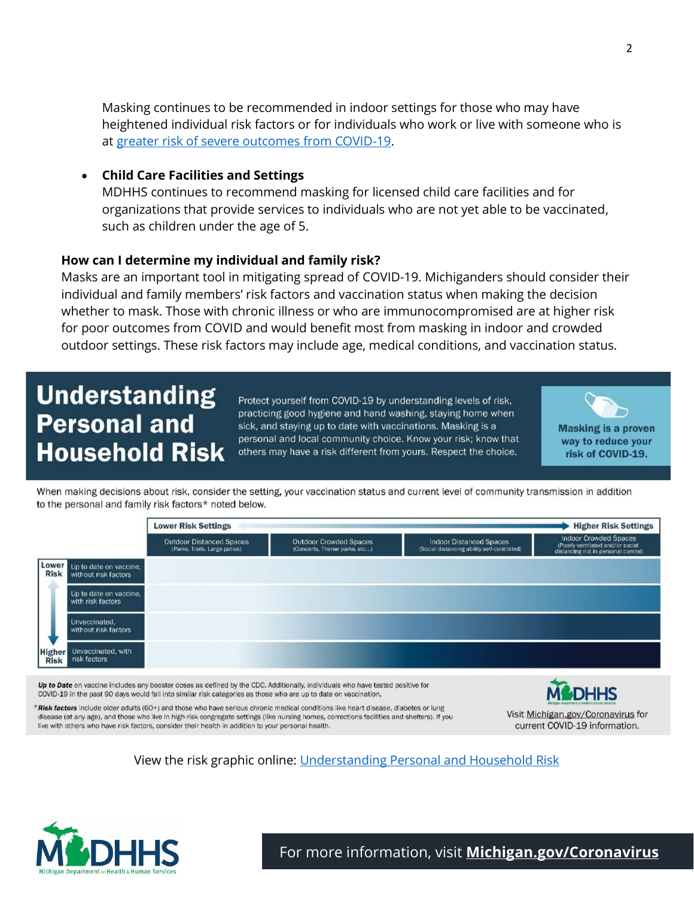Masking continues to be recommended in indoor settings for those who may have heightened individual risk factors or for individuals who work or live with someone who is at [greater risk of severe outcomes from COVID-19](greater risk of severe outcomes from COVID-19).

- **Child Care Facilities and Settings**
  MDHHS continues to recommend masking for licensed child care facilities and for organizations that provide services to individuals who are not yet able to be vaccinated, such as children under the age of 5.

### How can I determine my individual and family risk?

Masks are an important tool in mitigating spread of COVID-19. Michiganders should consider their individual and family members' risk factors and vaccination status when making the decision whether to mask. Those with chronic illness or who are immunocompromised are at higher risk for poor outcomes from COVID and would benefit most from masking in indoor and crowded outdoor settings. These risk factors may include age, medical conditions, and vaccination status.

## Understanding Personal and Household Risk

Protect yourself from COVID-19 by understanding levels of risk, practicing good hygiene and hand washing, staying home when sick, and staying up to date with vaccinations. Masking is a personal and local community choice. Know your risk; know that others may have a risk different from yours. Respect the choice.

**Masking is a proven way to reduce your risk of COVID-19.**

When making decisions about risk, consider the setting, your vaccination status and current level of community transmission in addition to the personal and family risk factors* noted below.

| Lower Risk → Higher Risk | Outdoor Distanced Spaces (Parks, Trails, Large patios) | Outdoor Crowded Spaces (Concerts, Theme parks, etc...) | Indoor Distanced Spaces (Social distancing ability self-controlled) | Indoor Crowded Spaces (Poorly ventilated and/or social distancing not in personal control) |
|---|---|---|---|---|
| Up to date on vaccine, without risk factors | | | | |
| Up to date on vaccine, with risk factors | | | | |
| Unvaccinated, without risk factors | | | | |
| Unvaccinated, with risk factors | | | | |

Columns range from Lower Risk Settings (left) to Higher Risk Settings (right); rows range from Lower Risk (top) to Higher Risk (bottom).

***Up to Date*** on vaccine includes any booster doses as defined by the CDC. Additionally, individuals who have tested positive for COVID-19 in the past 90 days would fall into similar risk categories as those who are up to date on vaccination.

****Risk factors*** include older adults (60+) and those who have serious chronic medical conditions like heart disease, diabetes or lung disease (at any age), and those who live in high-risk congregate settings (like nursing homes, corrections facilities and shelters). If you live with others who have risk factors, consider their health in addition to your personal health.

Visit Michigan.gov/Coronavirus for current COVID-19 information.

View the risk graphic online: [Understanding Personal and Household Risk](Understanding Personal and Household Risk)

For more information, visit **Michigan.gov/Coronavirus**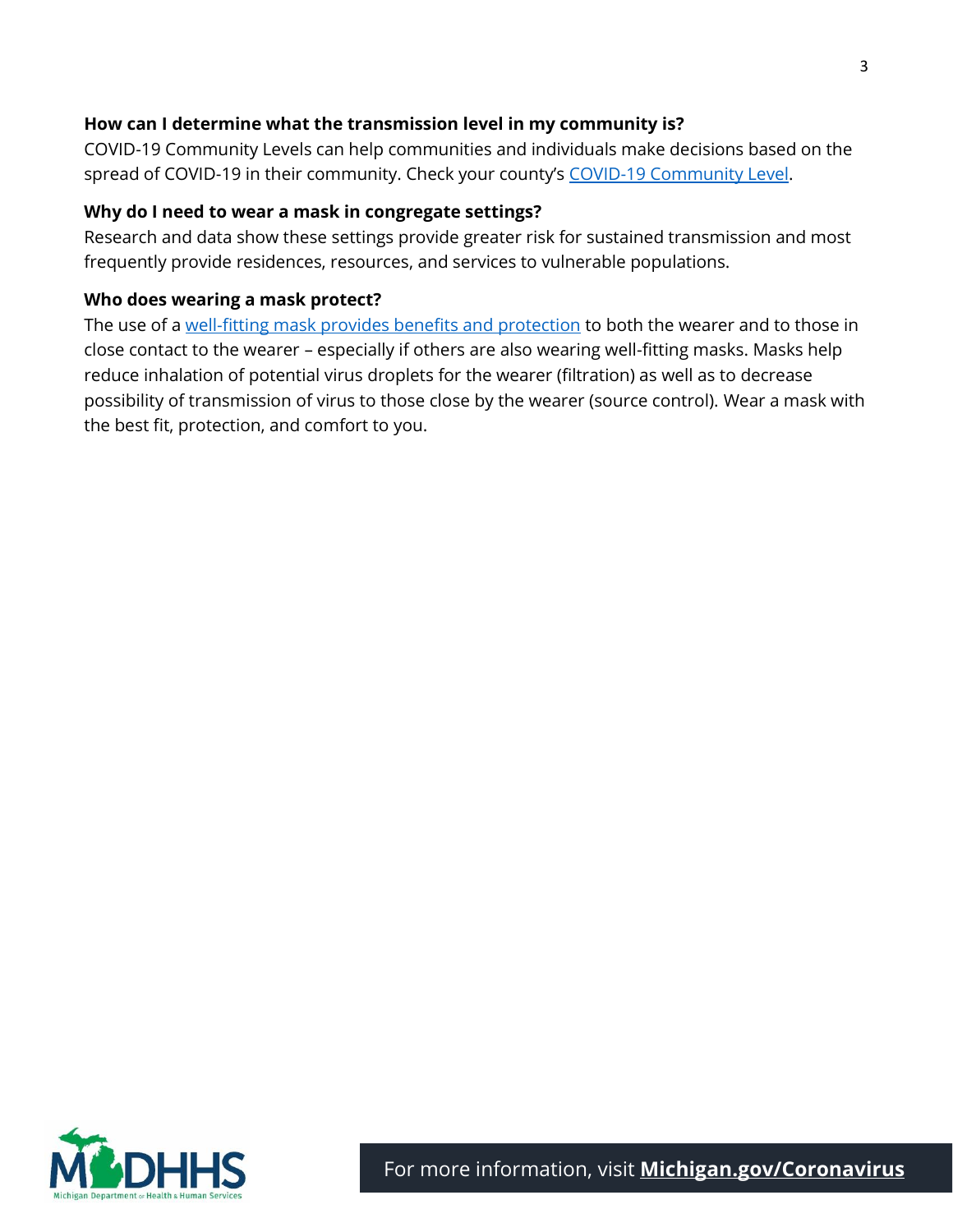**How can I determine what the transmission level in my community is?**

COVID-19 Community Levels can help communities and individuals make decisions based on the spread of COVID-19 in their community. Check your county's COVID-19 Community Level.

**Why do I need to wear a mask in congregate settings?**

Research and data show these settings provide greater risk for sustained transmission and most frequently provide residences, resources, and services to vulnerable populations.

**Who does wearing a mask protect?**

The use of a well-fitting mask provides benefits and protection to both the wearer and to those in close contact to the wearer – especially if others are also wearing well-fitting masks. Masks help reduce inhalation of potential virus droplets for the wearer (filtration) as well as to decrease possibility of transmission of virus to those close by the wearer (source control). Wear a mask with the best fit, protection, and comfort to you.